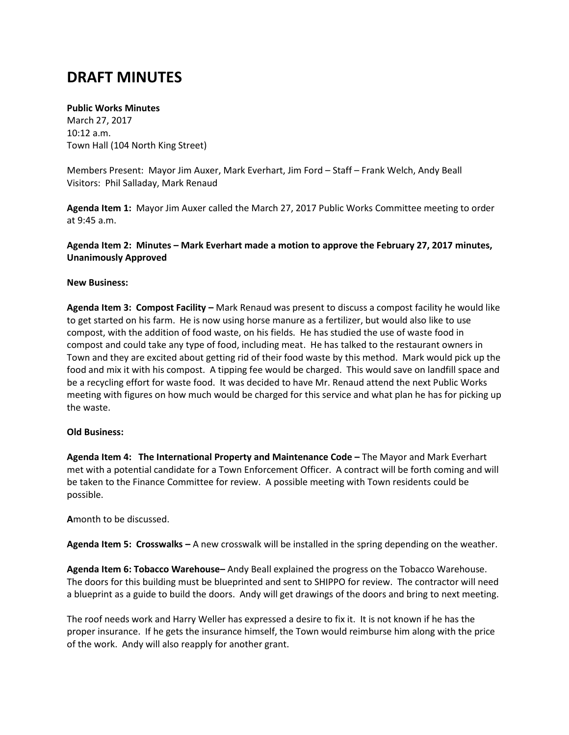# DRAFT MINUTES

**Public Works Minutes**
March 27, 2017
10:12 a.m.
Town Hall (104 North King Street)

Members Present: Mayor Jim Auxer, Mark Everhart, Jim Ford – Staff – Frank Welch, Andy Beall
Visitors: Phil Salladay, Mark Renaud

**Agenda Item 1:** Mayor Jim Auxer called the March 27, 2017 Public Works Committee meeting to order at 9:45 a.m.

**Agenda Item 2: Minutes – Mark Everhart made a motion to approve the February 27, 2017 minutes, Unanimously Approved**

**New Business:**

**Agenda Item 3: Compost Facility –** Mark Renaud was present to discuss a compost facility he would like to get started on his farm. He is now using horse manure as a fertilizer, but would also like to use compost, with the addition of food waste, on his fields. He has studied the use of waste food in compost and could take any type of food, including meat. He has talked to the restaurant owners in Town and they are excited about getting rid of their food waste by this method. Mark would pick up the food and mix it with his compost. A tipping fee would be charged. This would save on landfill space and be a recycling effort for waste food. It was decided to have Mr. Renaud attend the next Public Works meeting with figures on how much would be charged for this service and what plan he has for picking up the waste.

**Old Business:**

**Agenda Item 4: The International Property and Maintenance Code –** The Mayor and Mark Everhart met with a potential candidate for a Town Enforcement Officer. A contract will be forth coming and will be taken to the Finance Committee for review. A possible meeting with Town residents could be possible.

**A**month to be discussed.

**Agenda Item 5: Crosswalks –** A new crosswalk will be installed in the spring depending on the weather.

**Agenda Item 6: Tobacco Warehouse–** Andy Beall explained the progress on the Tobacco Warehouse. The doors for this building must be blueprinted and sent to SHIPPO for review. The contractor will need a blueprint as a guide to build the doors. Andy will get drawings of the doors and bring to next meeting.

The roof needs work and Harry Weller has expressed a desire to fix it. It is not known if he has the proper insurance. If he gets the insurance himself, the Town would reimburse him along with the price of the work. Andy will also reapply for another grant.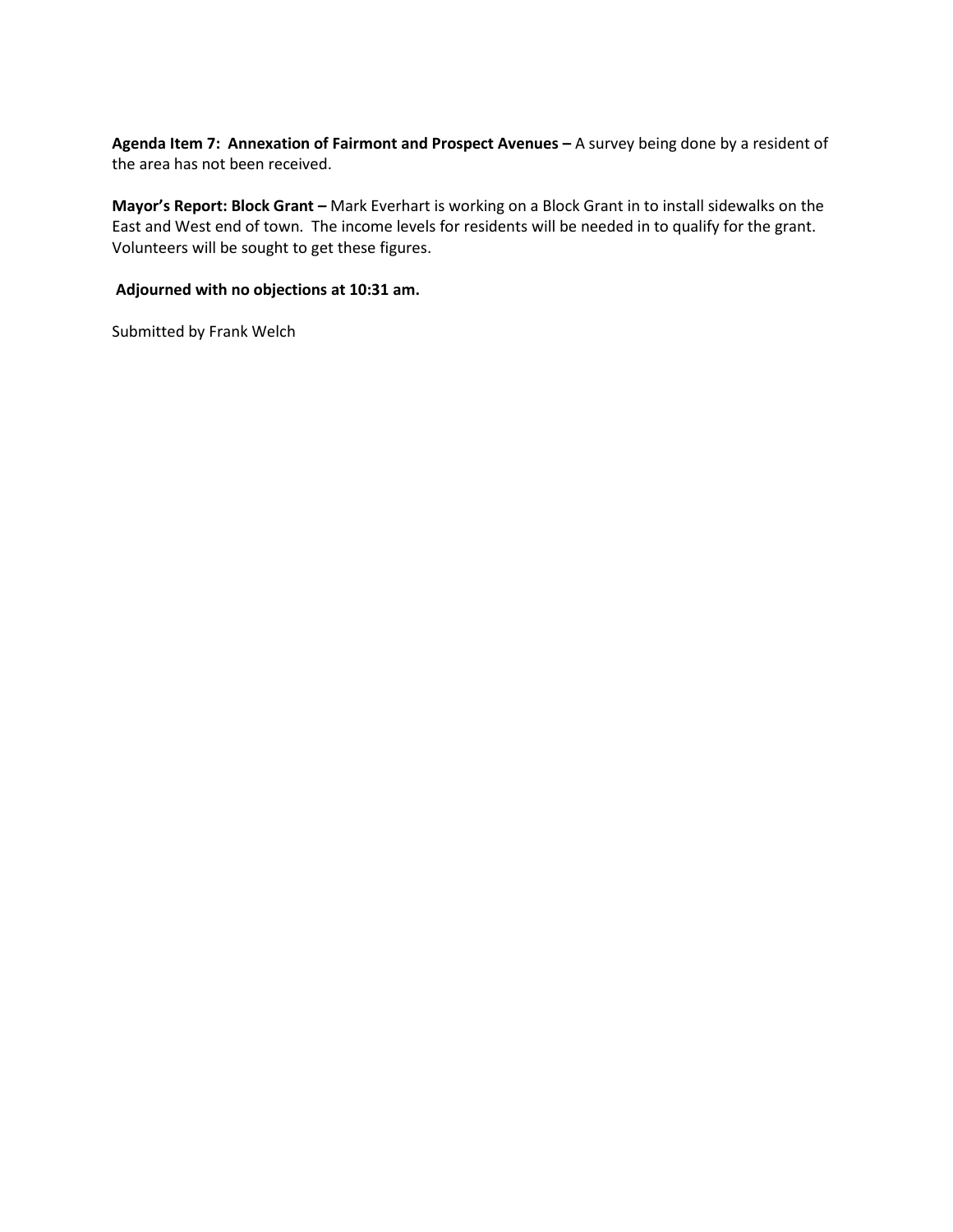**Agenda Item 7: Annexation of Fairmont and Prospect Avenues –** A survey being done by a resident of the area has not been received.

**Mayor's Report: Block Grant –** Mark Everhart is working on a Block Grant in to install sidewalks on the East and West end of town. The income levels for residents will be needed in to qualify for the grant. Volunteers will be sought to get these figures.

**Adjourned with no objections at 10:31 am.**

Submitted by Frank Welch